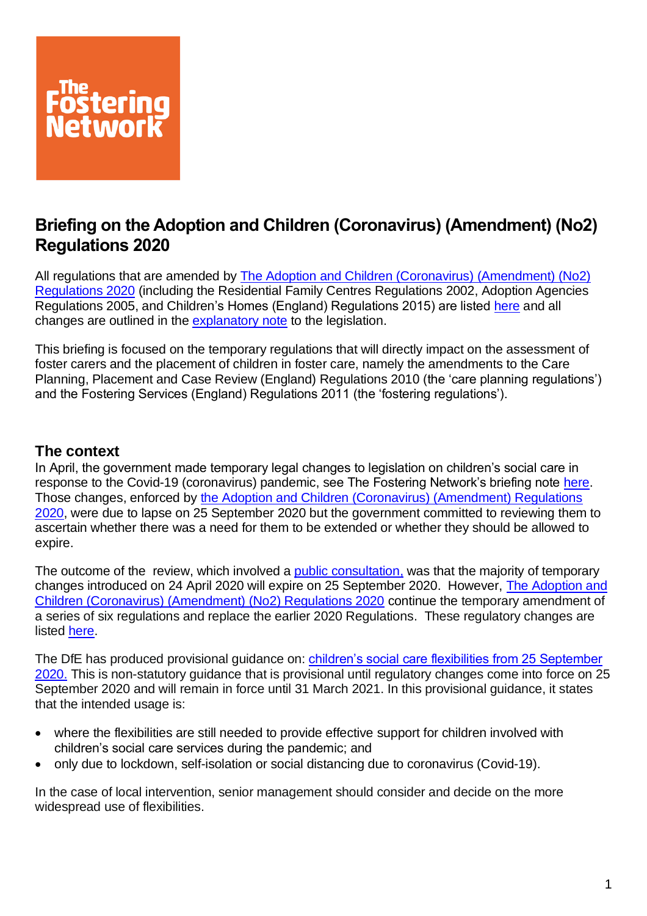# Briefing on the Adoption and Children (Coronavirus) (Amendment) (No2) Regulations 2020

All regulations that are amended by The Adoption and Children (Coronavirus) (Amendment) (No2) Regulations 2020 (including the Residential Family Centres Regulations 2002, Adoption Agencies Regulations 2005, and Children's Homes (England) Regulations 2015) are listed here and all changes are outlined in the explanatory note to the legislation.

This briefing is focused on the temporary regulations that will directly impact on the assessment of foster carers and the placement of children in foster care, namely the amendments to the Care Planning, Placement and Case Review (England) Regulations 2010 (the 'care planning regulations') and the Fostering Services (England) Regulations 2011 (the 'fostering regulations').

## The context

In April, the government made temporary legal changes to legislation on children's social care in response to the Covid-19 (coronavirus) pandemic, see The Fostering Network's briefing note here. Those changes, enforced by the Adoption and Children (Coronavirus) (Amendment) Regulations 2020, were due to lapse on 25 September 2020 but the government committed to reviewing them to ascertain whether there was a need for them to be extended or whether they should be allowed to expire.

The outcome of the review, which involved a public consultation, was that the majority of temporary changes introduced on 24 April 2020 will expire on 25 September 2020. However, The Adoption and Children (Coronavirus) (Amendment) (No2) Regulations 2020 continue the temporary amendment of a series of six regulations and replace the earlier 2020 Regulations. These regulatory changes are listed here.

The DfE has produced provisional guidance on: children's social care flexibilities from 25 September 2020. This is non-statutory guidance that is provisional until regulatory changes come into force on 25 September 2020 and will remain in force until 31 March 2021. In this provisional guidance, it states that the intended usage is:

- where the flexibilities are still needed to provide effective support for children involved with children's social care services during the pandemic; and
- only due to lockdown, self-isolation or social distancing due to coronavirus (Covid-19).

In the case of local intervention, senior management should consider and decide on the more widespread use of flexibilities.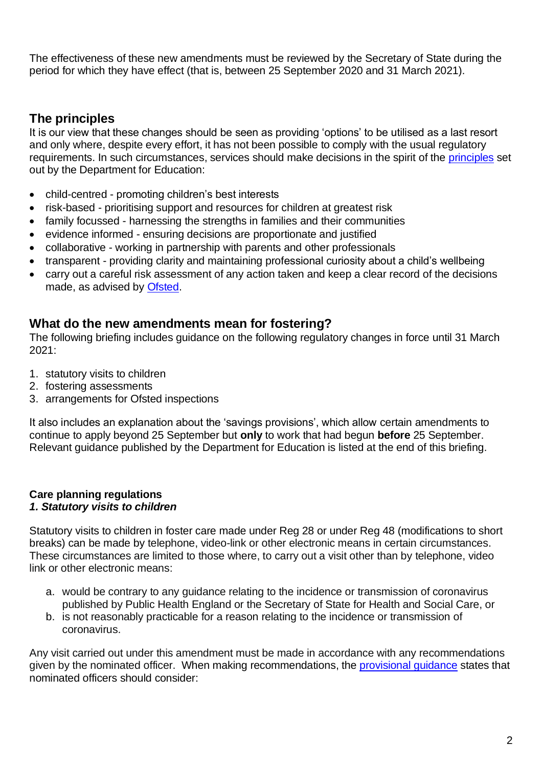The effectiveness of these new amendments must be reviewed by the Secretary of State during the period for which they have effect (that is, between 25 September 2020 and 31 March 2021).

## The principles

It is our view that these changes should be seen as providing 'options' to be utilised as a last resort and only where, despite every effort, it has not been possible to comply with the usual regulatory requirements. In such circumstances, services should make decisions in the spirit of the [principles](#) set out by the Department for Education:

- child-centred - promoting children's best interests
- risk-based - prioritising support and resources for children at greatest risk
- family focussed - harnessing the strengths in families and their communities
- evidence informed - ensuring decisions are proportionate and justified
- collaborative - working in partnership with parents and other professionals
- transparent - providing clarity and maintaining professional curiosity about a child's wellbeing
- carry out a careful risk assessment of any action taken and keep a clear record of the decisions made, as advised by [Ofsted](#).

## What do the new amendments mean for fostering?

The following briefing includes guidance on the following regulatory changes in force until 31 March 2021:

1. statutory visits to children
2. fostering assessments
3. arrangements for Ofsted inspections

It also includes an explanation about the 'savings provisions', which allow certain amendments to continue to apply beyond 25 September but **only** to work that had begun **before** 25 September. Relevant guidance published by the Department for Education is listed at the end of this briefing.

### Care planning regulations

***1. Statutory visits to children***

Statutory visits to children in foster care made under Reg 28 or under Reg 48 (modifications to short breaks) can be made by telephone, video-link or other electronic means in certain circumstances. These circumstances are limited to those where, to carry out a visit other than by telephone, video link or other electronic means:

a. would be contrary to any guidance relating to the incidence or transmission of coronavirus published by Public Health England or the Secretary of State for Health and Social Care, or
b. is not reasonably practicable for a reason relating to the incidence or transmission of coronavirus.

Any visit carried out under this amendment must be made in accordance with any recommendations given by the nominated officer. When making recommendations, the [provisional guidance](#) states that nominated officers should consider: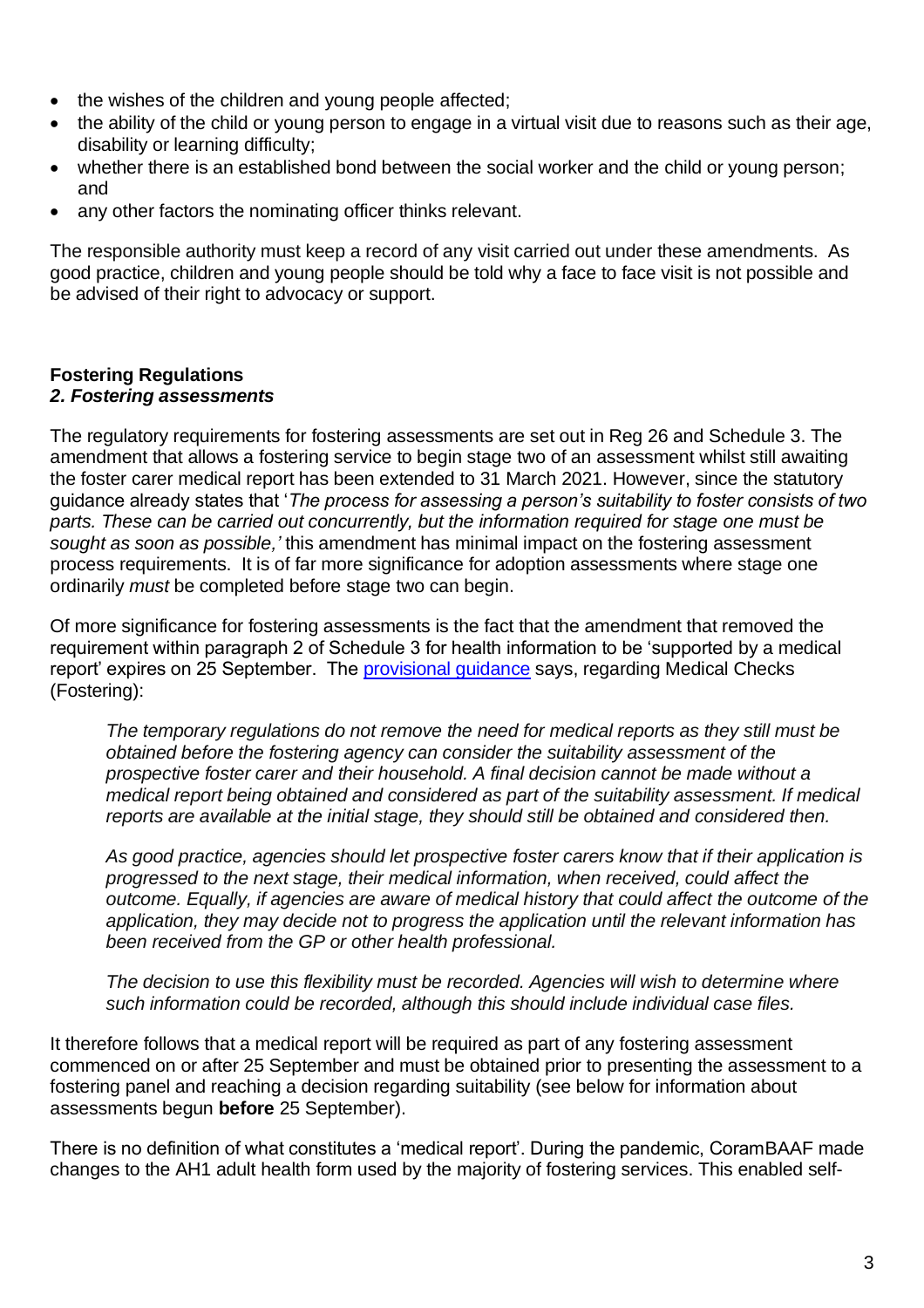- the wishes of the children and young people affected;
- the ability of the child or young person to engage in a virtual visit due to reasons such as their age, disability or learning difficulty;
- whether there is an established bond between the social worker and the child or young person; and
- any other factors the nominating officer thinks relevant.

The responsible authority must keep a record of any visit carried out under these amendments. As good practice, children and young people should be told why a face to face visit is not possible and be advised of their right to advocacy or support.

## Fostering Regulations

### *2. Fostering assessments*

The regulatory requirements for fostering assessments are set out in Reg 26 and Schedule 3. The amendment that allows a fostering service to begin stage two of an assessment whilst still awaiting the foster carer medical report has been extended to 31 March 2021. However, since the statutory guidance already states that '*The process for assessing a person's suitability to foster consists of two parts. These can be carried out concurrently, but the information required for stage one must be sought as soon as possible,'* this amendment has minimal impact on the fostering assessment process requirements. It is of far more significance for adoption assessments where stage one ordinarily *must* be completed before stage two can begin.

Of more significance for fostering assessments is the fact that the amendment that removed the requirement within paragraph 2 of Schedule 3 for health information to be 'supported by a medical report' expires on 25 September. The provisional guidance says, regarding Medical Checks (Fostering):

> *The temporary regulations do not remove the need for medical reports as they still must be obtained before the fostering agency can consider the suitability assessment of the prospective foster carer and their household. A final decision cannot be made without a medical report being obtained and considered as part of the suitability assessment. If medical reports are available at the initial stage, they should still be obtained and considered then.*
>
> *As good practice, agencies should let prospective foster carers know that if their application is progressed to the next stage, their medical information, when received, could affect the outcome. Equally, if agencies are aware of medical history that could affect the outcome of the application, they may decide not to progress the application until the relevant information has been received from the GP or other health professional.*
>
> *The decision to use this flexibility must be recorded. Agencies will wish to determine where such information could be recorded, although this should include individual case files.*

It therefore follows that a medical report will be required as part of any fostering assessment commenced on or after 25 September and must be obtained prior to presenting the assessment to a fostering panel and reaching a decision regarding suitability (see below for information about assessments begun **before** 25 September).

There is no definition of what constitutes a 'medical report'. During the pandemic, CoramBAAF made changes to the AH1 adult health form used by the majority of fostering services. This enabled self-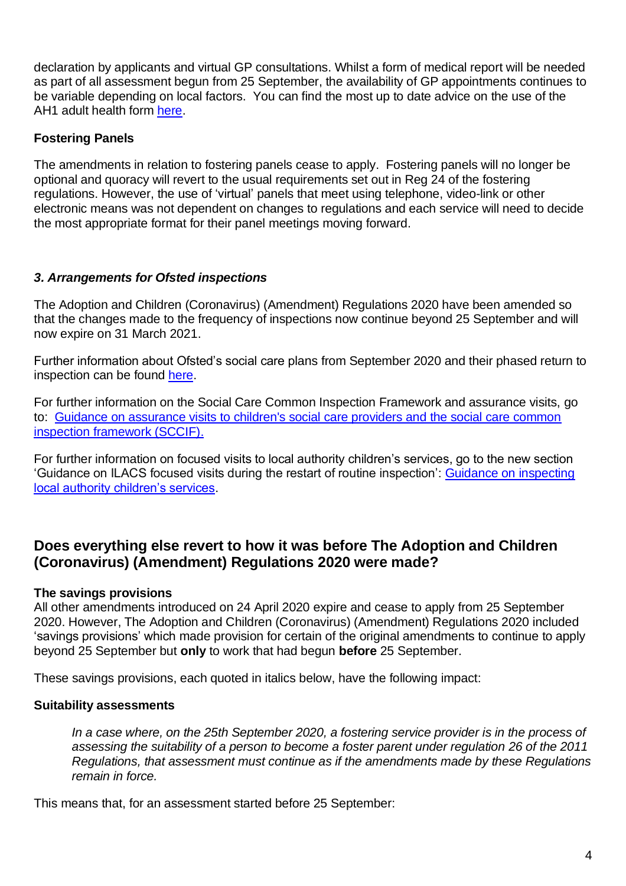declaration by applicants and virtual GP consultations. Whilst a form of medical report will be needed as part of all assessment begun from 25 September, the availability of GP appointments continues to be variable depending on local factors. You can find the most up to date advice on the use of the AH1 adult health form [here](#).

**Fostering Panels**

The amendments in relation to fostering panels cease to apply. Fostering panels will no longer be optional and quoracy will revert to the usual requirements set out in Reg 24 of the fostering regulations. However, the use of 'virtual' panels that meet using telephone, video-link or other electronic means was not dependent on changes to regulations and each service will need to decide the most appropriate format for their panel meetings moving forward.

### *3. Arrangements for Ofsted inspections*

The Adoption and Children (Coronavirus) (Amendment) Regulations 2020 have been amended so that the changes made to the frequency of inspections now continue beyond 25 September and will now expire on 31 March 2021.

Further information about Ofsted's social care plans from September 2020 and their phased return to inspection can be found [here](#).

For further information on the Social Care Common Inspection Framework and assurance visits, go to: [Guidance on assurance visits to children's social care providers and the social care common inspection framework (SCCIF).](#)

For further information on focused visits to local authority children's services, go to the new section 'Guidance on ILACS focused visits during the restart of routine inspection': [Guidance on inspecting local authority children's services](#).

## Does everything else revert to how it was before The Adoption and Children (Coronavirus) (Amendment) Regulations 2020 were made?

**The savings provisions**

All other amendments introduced on 24 April 2020 expire and cease to apply from 25 September 2020. However, The Adoption and Children (Coronavirus) (Amendment) Regulations 2020 included 'savings provisions' which made provision for certain of the original amendments to continue to apply beyond 25 September but **only** to work that had begun **before** 25 September.

These savings provisions, each quoted in italics below, have the following impact:

**Suitability assessments**

> *In a case where, on the 25th September 2020, a fostering service provider is in the process of assessing the suitability of a person to become a foster parent under regulation 26 of the 2011 Regulations, that assessment must continue as if the amendments made by these Regulations remain in force.*

This means that, for an assessment started before 25 September: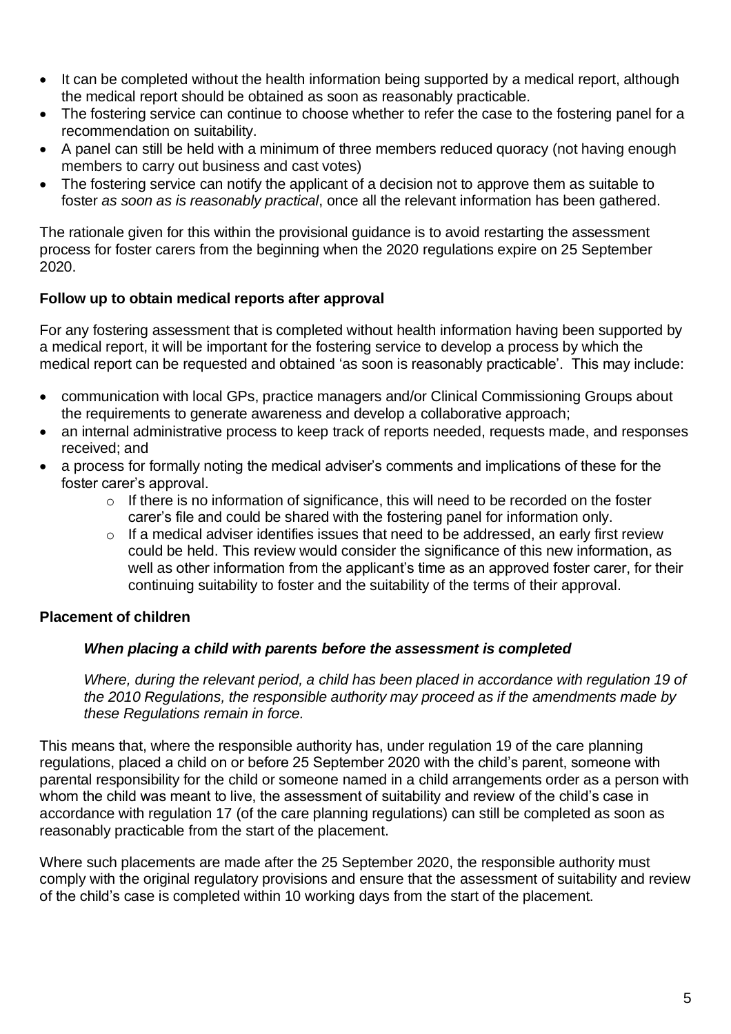- It can be completed without the health information being supported by a medical report, although the medical report should be obtained as soon as reasonably practicable.
- The fostering service can continue to choose whether to refer the case to the fostering panel for a recommendation on suitability.
- A panel can still be held with a minimum of three members reduced quoracy (not having enough members to carry out business and cast votes)
- The fostering service can notify the applicant of a decision not to approve them as suitable to foster *as soon as is reasonably practical*, once all the relevant information has been gathered.

The rationale given for this within the provisional guidance is to avoid restarting the assessment process for foster carers from the beginning when the 2020 regulations expire on 25 September 2020.

**Follow up to obtain medical reports after approval**

For any fostering assessment that is completed without health information having been supported by a medical report, it will be important for the fostering service to develop a process by which the medical report can be requested and obtained 'as soon is reasonably practicable'. This may include:

- communication with local GPs, practice managers and/or Clinical Commissioning Groups about the requirements to generate awareness and develop a collaborative approach;
- an internal administrative process to keep track of reports needed, requests made, and responses received; and
- a process for formally noting the medical adviser's comments and implications of these for the foster carer's approval.
    - If there is no information of significance, this will need to be recorded on the foster carer's file and could be shared with the fostering panel for information only.
    - If a medical adviser identifies issues that need to be addressed, an early first review could be held. This review would consider the significance of this new information, as well as other information from the applicant's time as an approved foster carer, for their continuing suitability to foster and the suitability of the terms of their approval.

**Placement of children**

***When placing a child with parents before the assessment is completed***

*Where, during the relevant period, a child has been placed in accordance with regulation 19 of the 2010 Regulations, the responsible authority may proceed as if the amendments made by these Regulations remain in force.*

This means that, where the responsible authority has, under regulation 19 of the care planning regulations, placed a child on or before 25 September 2020 with the child's parent, someone with parental responsibility for the child or someone named in a child arrangements order as a person with whom the child was meant to live, the assessment of suitability and review of the child's case in accordance with regulation 17 (of the care planning regulations) can still be completed as soon as reasonably practicable from the start of the placement.

Where such placements are made after the 25 September 2020, the responsible authority must comply with the original regulatory provisions and ensure that the assessment of suitability and review of the child's case is completed within 10 working days from the start of the placement.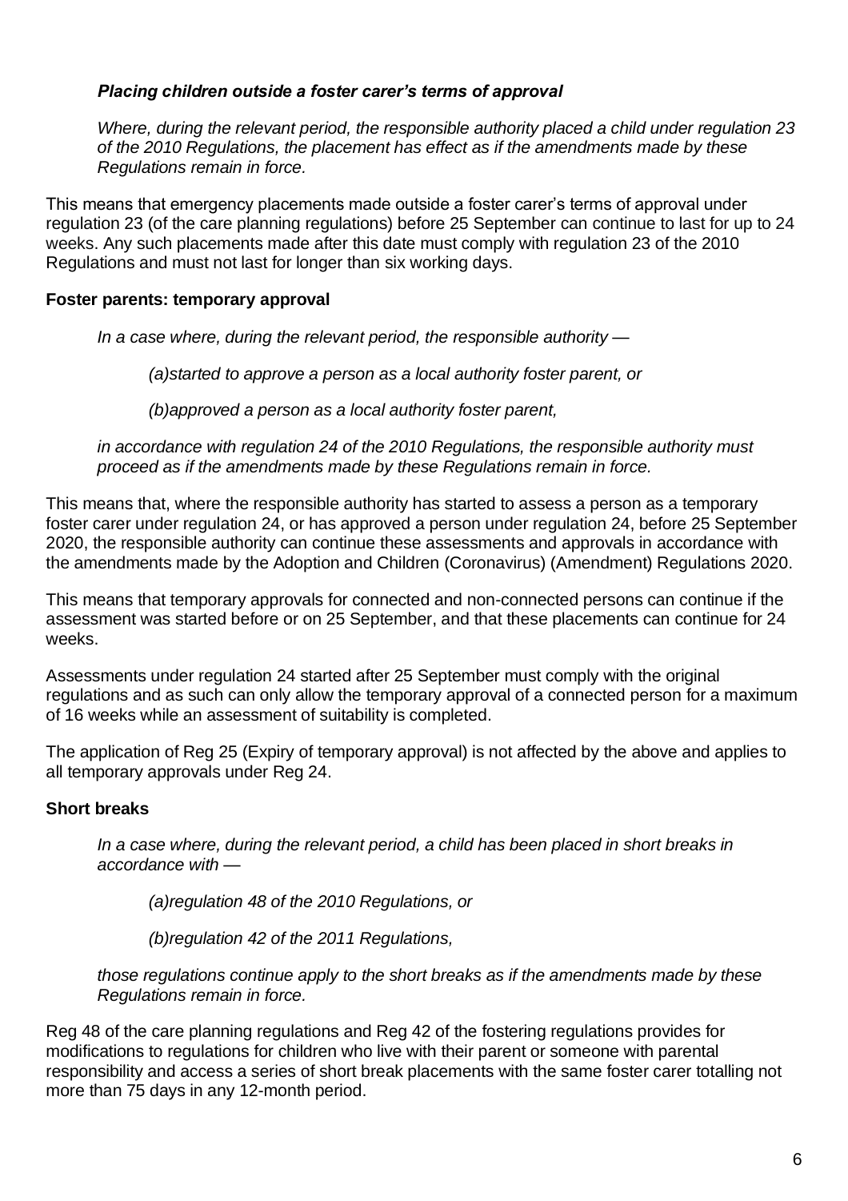### *Placing children outside a foster carer's terms of approval*

> *Where, during the relevant period, the responsible authority placed a child under regulation 23 of the 2010 Regulations, the placement has effect as if the amendments made by these Regulations remain in force.*

This means that emergency placements made outside a foster carer's terms of approval under regulation 23 (of the care planning regulations) before 25 September can continue to last for up to 24 weeks. Any such placements made after this date must comply with regulation 23 of the 2010 Regulations and must not last for longer than six working days.

### **Foster parents: temporary approval**

> *In a case where, during the relevant period, the responsible authority —*
>
> *(a)started to approve a person as a local authority foster parent, or*
>
> *(b)approved a person as a local authority foster parent,*
>
> *in accordance with regulation 24 of the 2010 Regulations, the responsible authority must proceed as if the amendments made by these Regulations remain in force.*

This means that, where the responsible authority has started to assess a person as a temporary foster carer under regulation 24, or has approved a person under regulation 24, before 25 September 2020, the responsible authority can continue these assessments and approvals in accordance with the amendments made by the Adoption and Children (Coronavirus) (Amendment) Regulations 2020.

This means that temporary approvals for connected and non-connected persons can continue if the assessment was started before or on 25 September, and that these placements can continue for 24 weeks.

Assessments under regulation 24 started after 25 September must comply with the original regulations and as such can only allow the temporary approval of a connected person for a maximum of 16 weeks while an assessment of suitability is completed.

The application of Reg 25 (Expiry of temporary approval) is not affected by the above and applies to all temporary approvals under Reg 24.

### **Short breaks**

> *In a case where, during the relevant period, a child has been placed in short breaks in accordance with —*
>
> *(a)regulation 48 of the 2010 Regulations, or*
>
> *(b)regulation 42 of the 2011 Regulations,*
>
> *those regulations continue apply to the short breaks as if the amendments made by these Regulations remain in force.*

Reg 48 of the care planning regulations and Reg 42 of the fostering regulations provides for modifications to regulations for children who live with their parent or someone with parental responsibility and access a series of short break placements with the same foster carer totalling not more than 75 days in any 12-month period.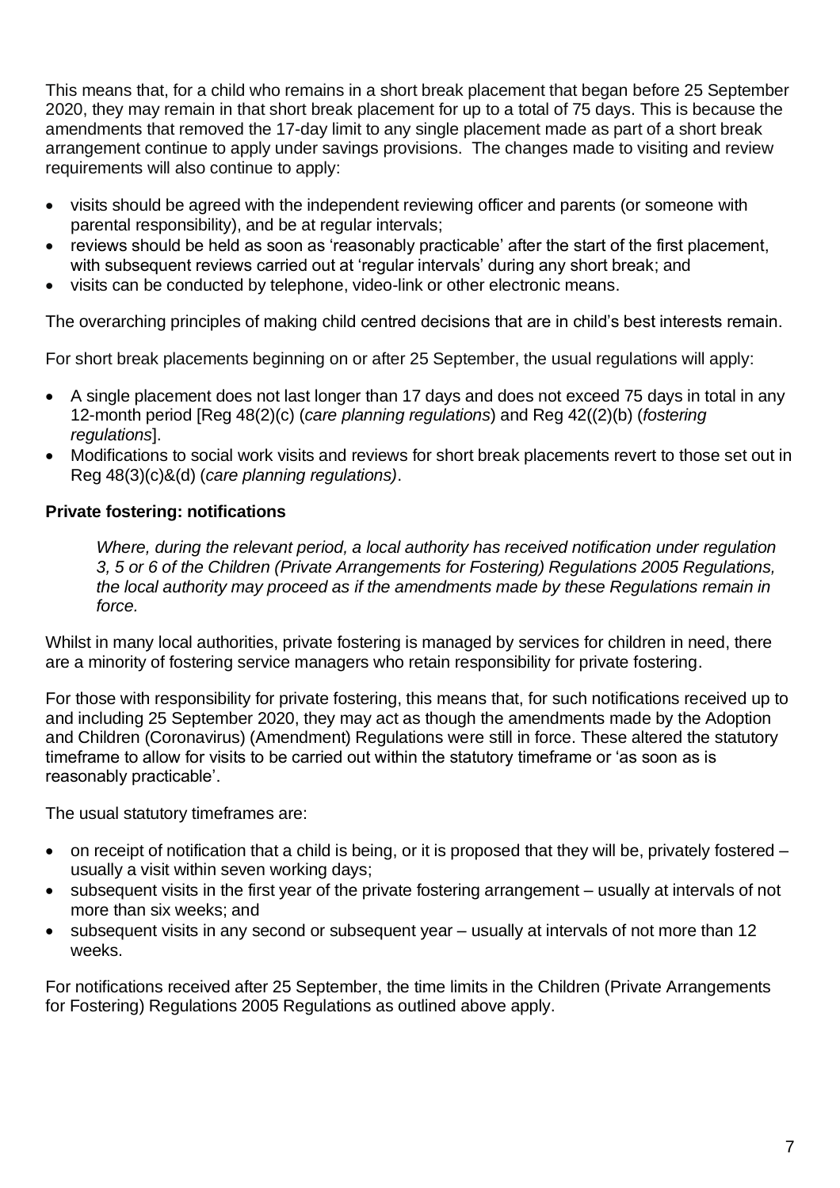This means that, for a child who remains in a short break placement that began before 25 September 2020, they may remain in that short break placement for up to a total of 75 days. This is because the amendments that removed the 17-day limit to any single placement made as part of a short break arrangement continue to apply under savings provisions. The changes made to visiting and review requirements will also continue to apply:

- visits should be agreed with the independent reviewing officer and parents (or someone with parental responsibility), and be at regular intervals;
- reviews should be held as soon as 'reasonably practicable' after the start of the first placement, with subsequent reviews carried out at 'regular intervals' during any short break; and
- visits can be conducted by telephone, video-link or other electronic means.

The overarching principles of making child centred decisions that are in child's best interests remain.

For short break placements beginning on or after 25 September, the usual regulations will apply:

- A single placement does not last longer than 17 days and does not exceed 75 days in total in any 12-month period [Reg 48(2)(c) (*care planning regulations*) and Reg 42((2)(b) (*fostering regulations*].
- Modifications to social work visits and reviews for short break placements revert to those set out in Reg 48(3)(c)&(d) (*care planning regulations)*.

**Private fostering: notifications**

> *Where, during the relevant period, a local authority has received notification under regulation 3, 5 or 6 of the Children (Private Arrangements for Fostering) Regulations 2005 Regulations, the local authority may proceed as if the amendments made by these Regulations remain in force.*

Whilst in many local authorities, private fostering is managed by services for children in need, there are a minority of fostering service managers who retain responsibility for private fostering.

For those with responsibility for private fostering, this means that, for such notifications received up to and including 25 September 2020, they may act as though the amendments made by the Adoption and Children (Coronavirus) (Amendment) Regulations were still in force. These altered the statutory timeframe to allow for visits to be carried out within the statutory timeframe or 'as soon as is reasonably practicable'.

The usual statutory timeframes are:

- on receipt of notification that a child is being, or it is proposed that they will be, privately fostered – usually a visit within seven working days;
- subsequent visits in the first year of the private fostering arrangement – usually at intervals of not more than six weeks; and
- subsequent visits in any second or subsequent year – usually at intervals of not more than 12 weeks.

For notifications received after 25 September, the time limits in the Children (Private Arrangements for Fostering) Regulations 2005 Regulations as outlined above apply.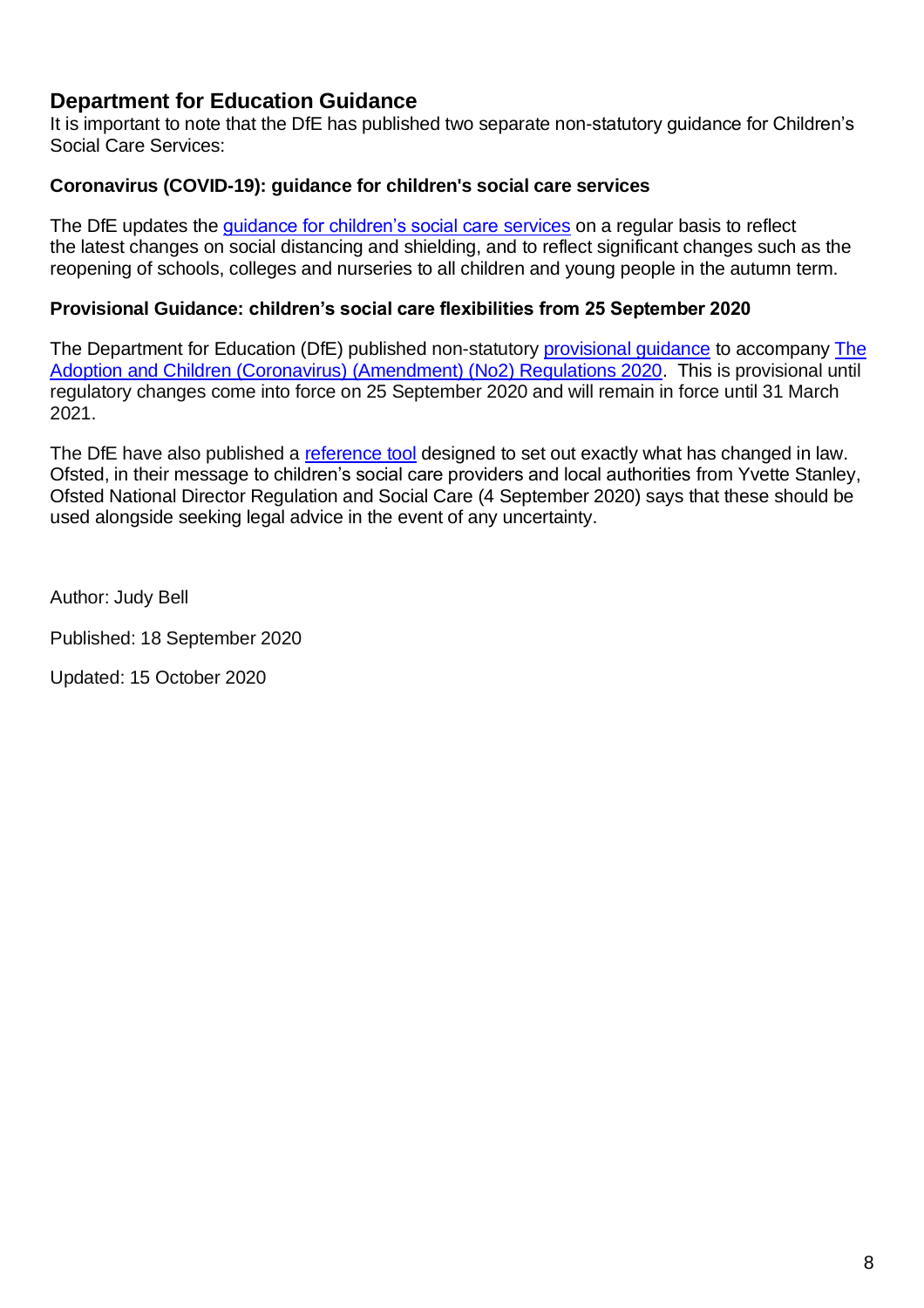## Department for Education Guidance

It is important to note that the DfE has published two separate non-statutory guidance for Children's Social Care Services:

**Coronavirus (COVID-19): guidance for children's social care services**

The DfE updates the guidance for children's social care services on a regular basis to reflect the latest changes on social distancing and shielding, and to reflect significant changes such as the reopening of schools, colleges and nurseries to all children and young people in the autumn term.

**Provisional Guidance: children's social care flexibilities from 25 September 2020**

The Department for Education (DfE) published non-statutory provisional guidance to accompany The Adoption and Children (Coronavirus) (Amendment) (No2) Regulations 2020. This is provisional until regulatory changes come into force on 25 September 2020 and will remain in force until 31 March 2021.

The DfE have also published a reference tool designed to set out exactly what has changed in law. Ofsted, in their message to children's social care providers and local authorities from Yvette Stanley, Ofsted National Director Regulation and Social Care (4 September 2020) says that these should be used alongside seeking legal advice in the event of any uncertainty.

Author: Judy Bell

Published: 18 September 2020

Updated: 15 October 2020